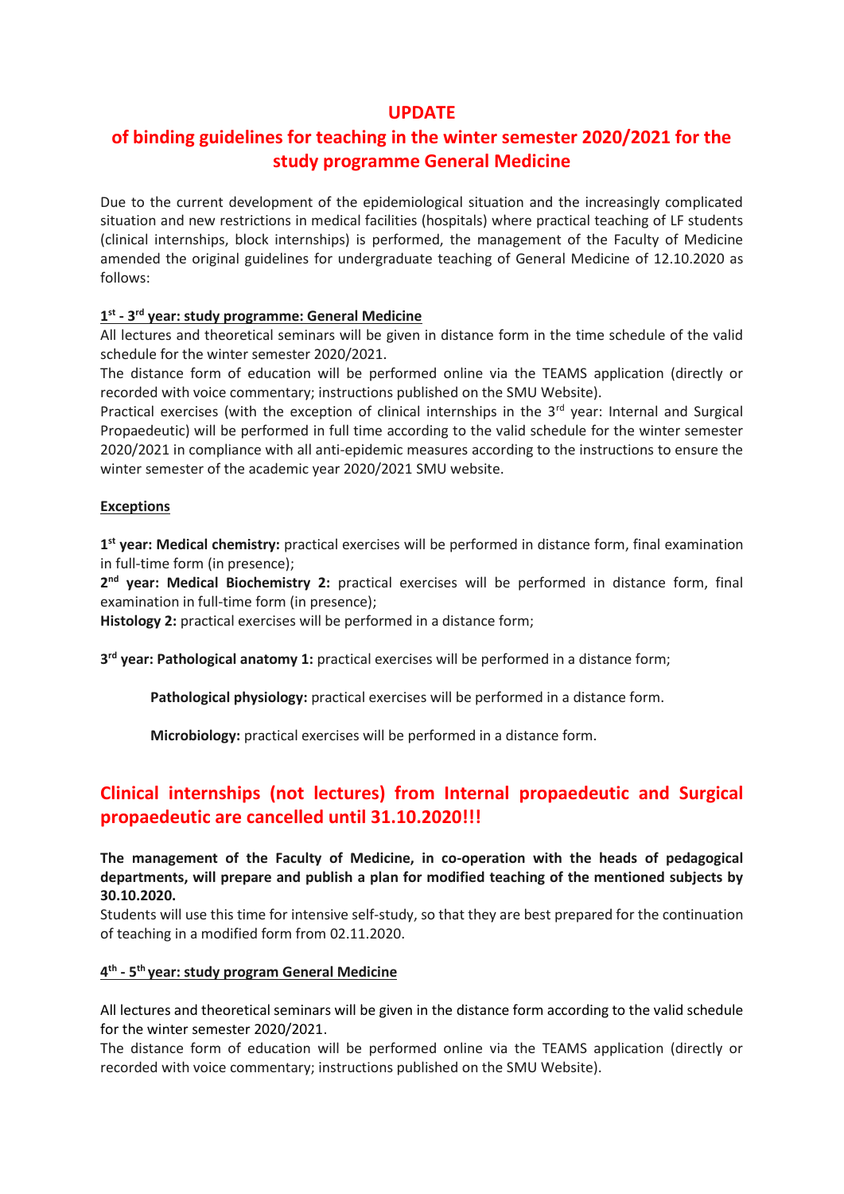# UPDATE

## of binding guidelines for teaching in the winter semester 2020/2021 for the study programme General Medicine

Due to the current development of the epidemiological situation and the increasingly complicated situation and new restrictions in medical facilities (hospitals) where practical teaching of LF students (clinical internships, block internships) is performed, the management of the Faculty of Medicine amended the original guidelines for undergraduate teaching of General Medicine of 12.10.2020 as follows:

**1st - 3rd year: study programme: General Medicine**

All lectures and theoretical seminars will be given in distance form in the time schedule of the valid schedule for the winter semester 2020/2021.

The distance form of education will be performed online via the TEAMS application (directly or recorded with voice commentary; instructions published on the SMU Website).

Practical exercises (with the exception of clinical internships in the 3rd year: Internal and Surgical Propaedeutic) will be performed in full time according to the valid schedule for the winter semester 2020/2021 in compliance with all anti-epidemic measures according to the instructions to ensure the winter semester of the academic year 2020/2021 SMU website.

**Exceptions**

**1st year: Medical chemistry:** practical exercises will be performed in distance form, final examination in full-time form (in presence);

**2nd year: Medical Biochemistry 2:** practical exercises will be performed in distance form, final examination in full-time form (in presence);

**Histology 2:** practical exercises will be performed in a distance form;

**3rd year: Pathological anatomy 1:** practical exercises will be performed in a distance form;

**Pathological physiology:** practical exercises will be performed in a distance form.

**Microbiology:** practical exercises will be performed in a distance form.

## Clinical internships (not lectures) from Internal propaedeutic and Surgical propaedeutic are cancelled until 31.10.2020!!!

**The management of the Faculty of Medicine, in co-operation with the heads of pedagogical departments, will prepare and publish a plan for modified teaching of the mentioned subjects by 30.10.2020.**

Students will use this time for intensive self-study, so that they are best prepared for the continuation of teaching in a modified form from 02.11.2020.

**4th - 5th year: study program General Medicine**

All lectures and theoretical seminars will be given in the distance form according to the valid schedule for the winter semester 2020/2021.

The distance form of education will be performed online via the TEAMS application (directly or recorded with voice commentary; instructions published on the SMU Website).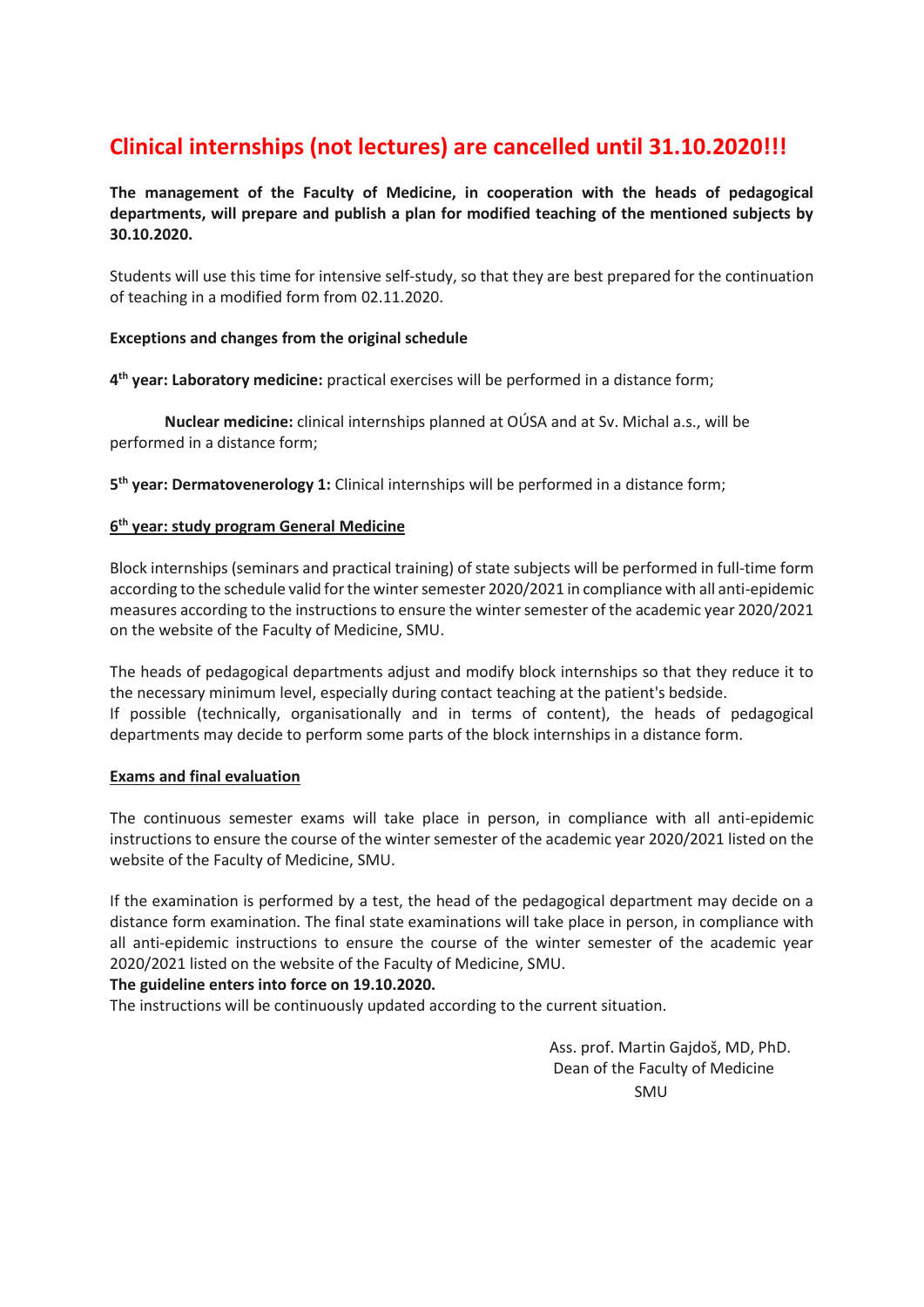# Clinical internships (not lectures) are cancelled until 31.10.2020!!!

**The management of the Faculty of Medicine, in cooperation with the heads of pedagogical departments, will prepare and publish a plan for modified teaching of the mentioned subjects by 30.10.2020.**

Students will use this time for intensive self-study, so that they are best prepared for the continuation of teaching in a modified form from 02.11.2020.

**Exceptions and changes from the original schedule**

**4th year: Laboratory medicine:** practical exercises will be performed in a distance form;

**Nuclear medicine:** clinical internships planned at OÚSA and at Sv. Michal a.s., will be performed in a distance form;

**5th year: Dermatovenerology 1:** Clinical internships will be performed in a distance form;

**6th year: study program General Medicine**

Block internships (seminars and practical training) of state subjects will be performed in full-time form according to the schedule valid for the winter semester 2020/2021 in compliance with all anti-epidemic measures according to the instructions to ensure the winter semester of the academic year 2020/2021 on the website of the Faculty of Medicine, SMU.

The heads of pedagogical departments adjust and modify block internships so that they reduce it to the necessary minimum level, especially during contact teaching at the patient's bedside.
If possible (technically, organisationally and in terms of content), the heads of pedagogical departments may decide to perform some parts of the block internships in a distance form.

**Exams and final evaluation**

The continuous semester exams will take place in person, in compliance with all anti-epidemic instructions to ensure the course of the winter semester of the academic year 2020/2021 listed on the website of the Faculty of Medicine, SMU.

If the examination is performed by a test, the head of the pedagogical department may decide on a distance form examination. The final state examinations will take place in person, in compliance with all anti-epidemic instructions to ensure the course of the winter semester of the academic year 2020/2021 listed on the website of the Faculty of Medicine, SMU.
**The guideline enters into force on 19.10.2020.**
The instructions will be continuously updated according to the current situation.

Ass. prof. Martin Gajdoš, MD, PhD.
Dean of the Faculty of Medicine
SMU